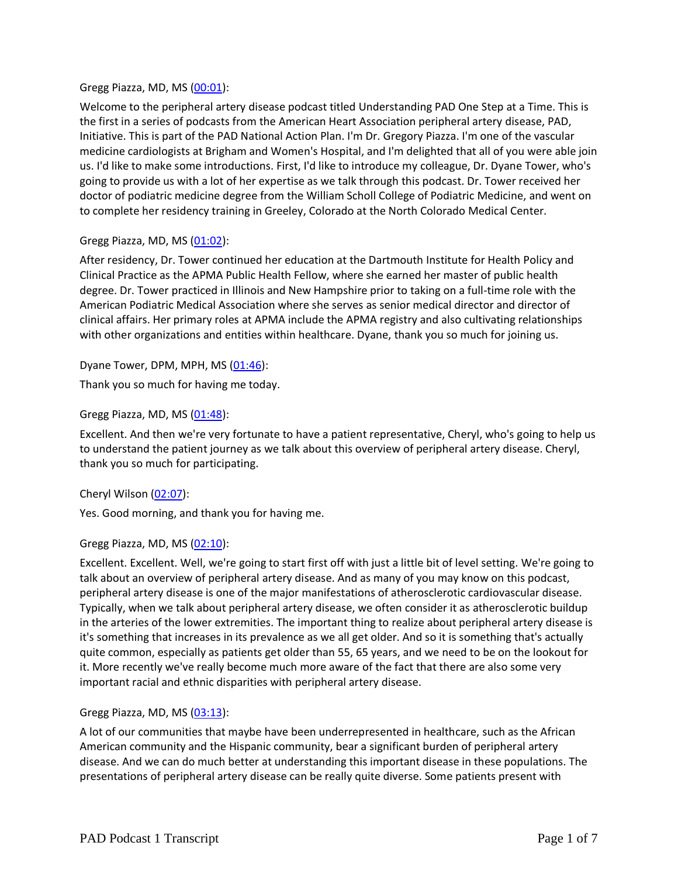Gregg Piazza, MD, MS ([00:01](#)):

Welcome to the peripheral artery disease podcast titled Understanding PAD One Step at a Time. This is the first in a series of podcasts from the American Heart Association peripheral artery disease, PAD, Initiative. This is part of the PAD National Action Plan. I'm Dr. Gregory Piazza. I'm one of the vascular medicine cardiologists at Brigham and Women's Hospital, and I'm delighted that all of you were able join us. I'd like to make some introductions. First, I'd like to introduce my colleague, Dr. Dyane Tower, who's going to provide us with a lot of her expertise as we talk through this podcast. Dr. Tower received her doctor of podiatric medicine degree from the William Scholl College of Podiatric Medicine, and went on to complete her residency training in Greeley, Colorado at the North Colorado Medical Center.

Gregg Piazza, MD, MS ([01:02](#)):

After residency, Dr. Tower continued her education at the Dartmouth Institute for Health Policy and Clinical Practice as the APMA Public Health Fellow, where she earned her master of public health degree. Dr. Tower practiced in Illinois and New Hampshire prior to taking on a full-time role with the American Podiatric Medical Association where she serves as senior medical director and director of clinical affairs. Her primary roles at APMA include the APMA registry and also cultivating relationships with other organizations and entities within healthcare. Dyane, thank you so much for joining us.

Dyane Tower, DPM, MPH, MS ([01:46](#)):

Thank you so much for having me today.

Gregg Piazza, MD, MS ([01:48](#)):

Excellent. And then we're very fortunate to have a patient representative, Cheryl, who's going to help us to understand the patient journey as we talk about this overview of peripheral artery disease. Cheryl, thank you so much for participating.

Cheryl Wilson ([02:07](#)):

Yes. Good morning, and thank you for having me.

Gregg Piazza, MD, MS ([02:10](#)):

Excellent. Excellent. Well, we're going to start first off with just a little bit of level setting. We're going to talk about an overview of peripheral artery disease. And as many of you may know on this podcast, peripheral artery disease is one of the major manifestations of atherosclerotic cardiovascular disease. Typically, when we talk about peripheral artery disease, we often consider it as atherosclerotic buildup in the arteries of the lower extremities. The important thing to realize about peripheral artery disease is it's something that increases in its prevalence as we all get older. And so it is something that's actually quite common, especially as patients get older than 55, 65 years, and we need to be on the lookout for it. More recently we've really become much more aware of the fact that there are also some very important racial and ethnic disparities with peripheral artery disease.

Gregg Piazza, MD, MS ([03:13](#)):

A lot of our communities that maybe have been underrepresented in healthcare, such as the African American community and the Hispanic community, bear a significant burden of peripheral artery disease. And we can do much better at understanding this important disease in these populations. The presentations of peripheral artery disease can be really quite diverse. Some patients present with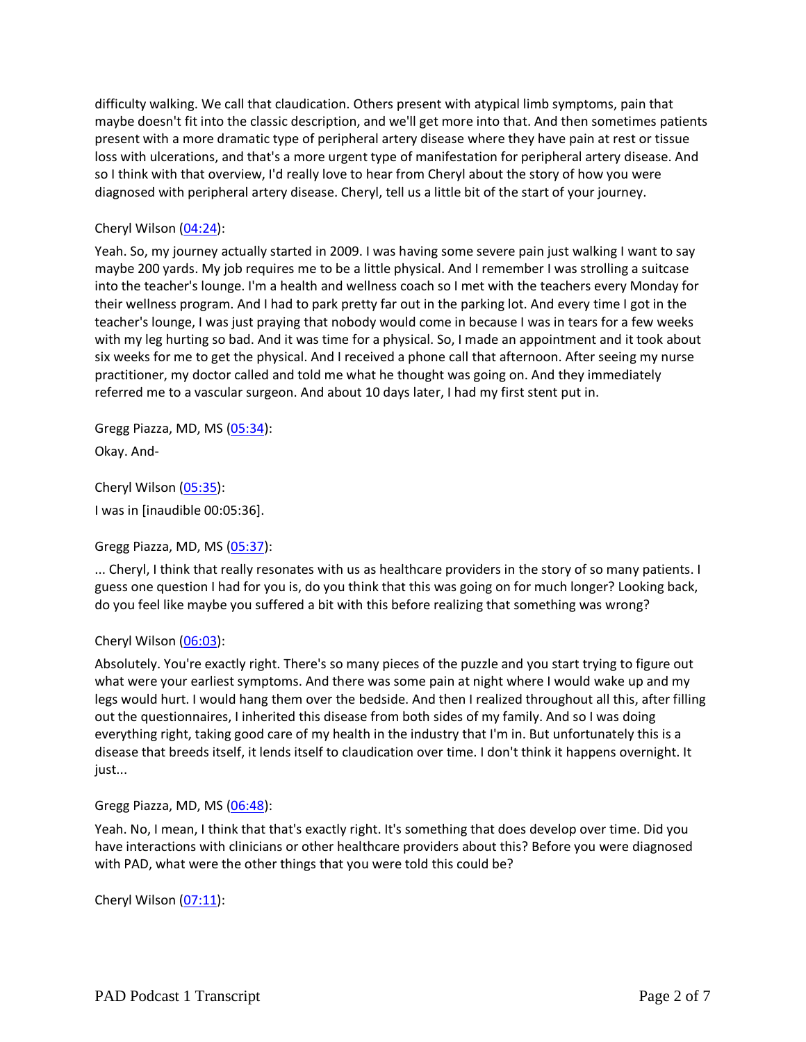difficulty walking. We call that claudication. Others present with atypical limb symptoms, pain that maybe doesn't fit into the classic description, and we'll get more into that. And then sometimes patients present with a more dramatic type of peripheral artery disease where they have pain at rest or tissue loss with ulcerations, and that's a more urgent type of manifestation for peripheral artery disease. And so I think with that overview, I'd really love to hear from Cheryl about the story of how you were diagnosed with peripheral artery disease. Cheryl, tell us a little bit of the start of your journey.

Cheryl Wilson (04:24):

Yeah. So, my journey actually started in 2009. I was having some severe pain just walking I want to say maybe 200 yards. My job requires me to be a little physical. And I remember I was strolling a suitcase into the teacher's lounge. I'm a health and wellness coach so I met with the teachers every Monday for their wellness program. And I had to park pretty far out in the parking lot. And every time I got in the teacher's lounge, I was just praying that nobody would come in because I was in tears for a few weeks with my leg hurting so bad. And it was time for a physical. So, I made an appointment and it took about six weeks for me to get the physical. And I received a phone call that afternoon. After seeing my nurse practitioner, my doctor called and told me what he thought was going on. And they immediately referred me to a vascular surgeon. And about 10 days later, I had my first stent put in.

Gregg Piazza, MD, MS (05:34):

Okay. And-

Cheryl Wilson (05:35):

I was in [inaudible 00:05:36].

Gregg Piazza, MD, MS (05:37):

... Cheryl, I think that really resonates with us as healthcare providers in the story of so many patients. I guess one question I had for you is, do you think that this was going on for much longer? Looking back, do you feel like maybe you suffered a bit with this before realizing that something was wrong?

Cheryl Wilson (06:03):

Absolutely. You're exactly right. There's so many pieces of the puzzle and you start trying to figure out what were your earliest symptoms. And there was some pain at night where I would wake up and my legs would hurt. I would hang them over the bedside. And then I realized throughout all this, after filling out the questionnaires, I inherited this disease from both sides of my family. And so I was doing everything right, taking good care of my health in the industry that I'm in. But unfortunately this is a disease that breeds itself, it lends itself to claudication over time. I don't think it happens overnight. It just...

Gregg Piazza, MD, MS (06:48):

Yeah. No, I mean, I think that that's exactly right. It's something that does develop over time. Did you have interactions with clinicians or other healthcare providers about this? Before you were diagnosed with PAD, what were the other things that you were told this could be?

Cheryl Wilson (07:11):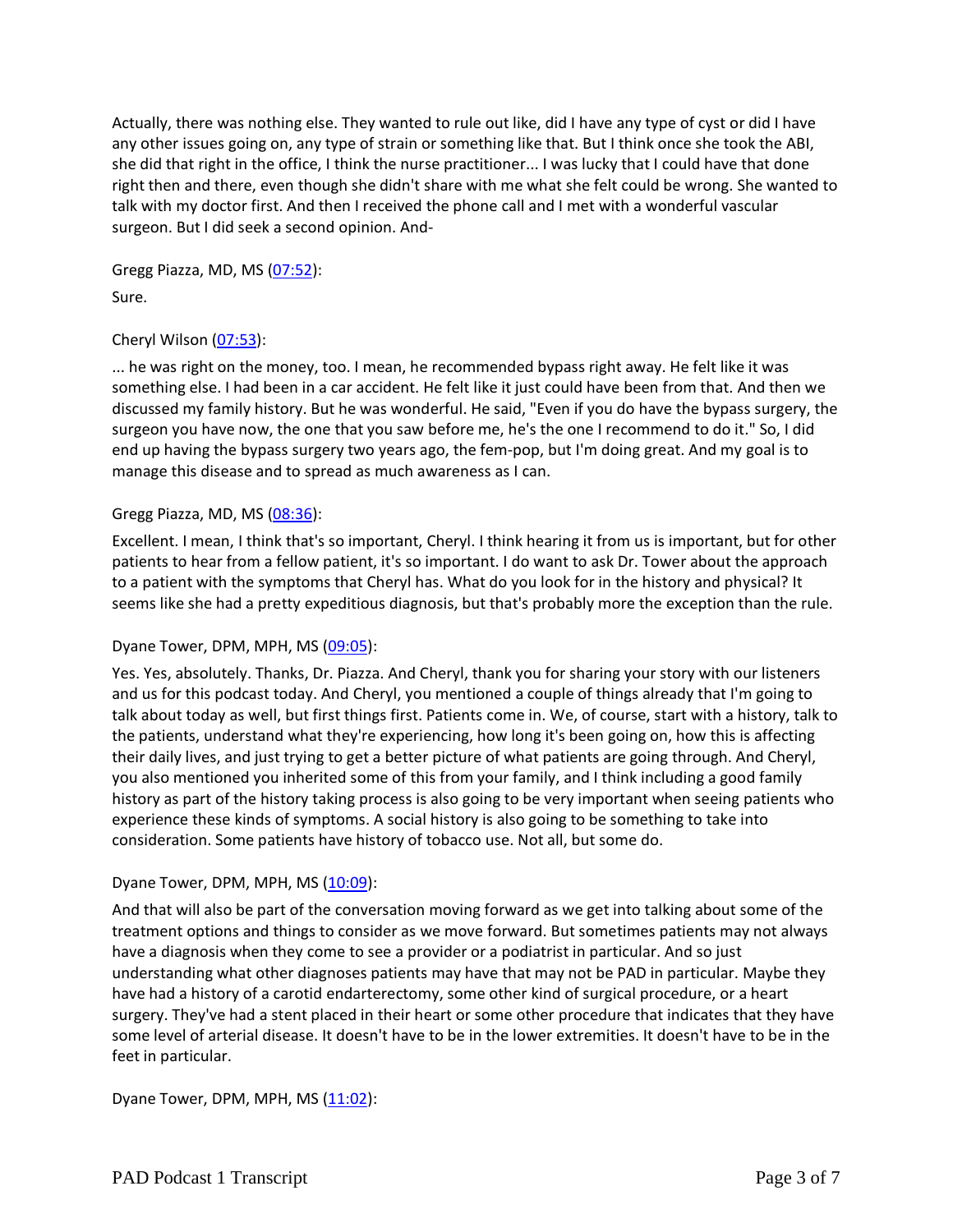Actually, there was nothing else. They wanted to rule out like, did I have any type of cyst or did I have any other issues going on, any type of strain or something like that. But I think once she took the ABI, she did that right in the office, I think the nurse practitioner... I was lucky that I could have that done right then and there, even though she didn't share with me what she felt could be wrong. She wanted to talk with my doctor first. And then I received the phone call and I met with a wonderful vascular surgeon. But I did seek a second opinion. And-

Gregg Piazza, MD, MS ([07:52]):

Sure.

Cheryl Wilson ([07:53]):

... he was right on the money, too. I mean, he recommended bypass right away. He felt like it was something else. I had been in a car accident. He felt like it just could have been from that. And then we discussed my family history. But he was wonderful. He said, "Even if you do have the bypass surgery, the surgeon you have now, the one that you saw before me, he's the one I recommend to do it." So, I did end up having the bypass surgery two years ago, the fem-pop, but I'm doing great. And my goal is to manage this disease and to spread as much awareness as I can.

Gregg Piazza, MD, MS ([08:36]):

Excellent. I mean, I think that's so important, Cheryl. I think hearing it from us is important, but for other patients to hear from a fellow patient, it's so important. I do want to ask Dr. Tower about the approach to a patient with the symptoms that Cheryl has. What do you look for in the history and physical? It seems like she had a pretty expeditious diagnosis, but that's probably more the exception than the rule.

Dyane Tower, DPM, MPH, MS ([09:05]):

Yes. Yes, absolutely. Thanks, Dr. Piazza. And Cheryl, thank you for sharing your story with our listeners and us for this podcast today. And Cheryl, you mentioned a couple of things already that I'm going to talk about today as well, but first things first. Patients come in. We, of course, start with a history, talk to the patients, understand what they're experiencing, how long it's been going on, how this is affecting their daily lives, and just trying to get a better picture of what patients are going through. And Cheryl, you also mentioned you inherited some of this from your family, and I think including a good family history as part of the history taking process is also going to be very important when seeing patients who experience these kinds of symptoms. A social history is also going to be something to take into consideration. Some patients have history of tobacco use. Not all, but some do.

Dyane Tower, DPM, MPH, MS ([10:09]):

And that will also be part of the conversation moving forward as we get into talking about some of the treatment options and things to consider as we move forward. But sometimes patients may not always have a diagnosis when they come to see a provider or a podiatrist in particular. And so just understanding what other diagnoses patients may have that may not be PAD in particular. Maybe they have had a history of a carotid endarterectomy, some other kind of surgical procedure, or a heart surgery. They've had a stent placed in their heart or some other procedure that indicates that they have some level of arterial disease. It doesn't have to be in the lower extremities. It doesn't have to be in the feet in particular.

Dyane Tower, DPM, MPH, MS ([11:02]):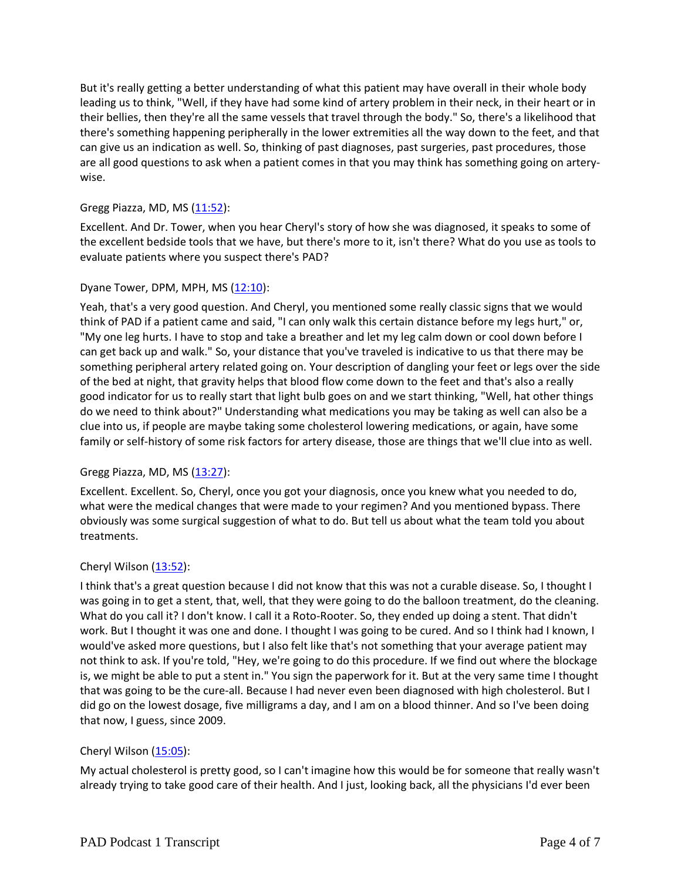But it's really getting a better understanding of what this patient may have overall in their whole body leading us to think, "Well, if they have had some kind of artery problem in their neck, in their heart or in their bellies, then they're all the same vessels that travel through the body." So, there's a likelihood that there's something happening peripherally in the lower extremities all the way down to the feet, and that can give us an indication as well. So, thinking of past diagnoses, past surgeries, past procedures, those are all good questions to ask when a patient comes in that you may think has something going on artery-wise.

Gregg Piazza, MD, MS ([11:52]):

Excellent. And Dr. Tower, when you hear Cheryl's story of how she was diagnosed, it speaks to some of the excellent bedside tools that we have, but there's more to it, isn't there? What do you use as tools to evaluate patients where you suspect there's PAD?

Dyane Tower, DPM, MPH, MS ([12:10]):

Yeah, that's a very good question. And Cheryl, you mentioned some really classic signs that we would think of PAD if a patient came and said, "I can only walk this certain distance before my legs hurt," or, "My one leg hurts. I have to stop and take a breather and let my leg calm down or cool down before I can get back up and walk." So, your distance that you've traveled is indicative to us that there may be something peripheral artery related going on. Your description of dangling your feet or legs over the side of the bed at night, that gravity helps that blood flow come down to the feet and that's also a really good indicator for us to really start that light bulb goes on and we start thinking, "Well, hat other things do we need to think about?" Understanding what medications you may be taking as well can also be a clue into us, if people are maybe taking some cholesterol lowering medications, or again, have some family or self-history of some risk factors for artery disease, those are things that we'll clue into as well.

Gregg Piazza, MD, MS ([13:27]):

Excellent. Excellent. So, Cheryl, once you got your diagnosis, once you knew what you needed to do, what were the medical changes that were made to your regimen? And you mentioned bypass. There obviously was some surgical suggestion of what to do. But tell us about what the team told you about treatments.

Cheryl Wilson ([13:52]):

I think that's a great question because I did not know that this was not a curable disease. So, I thought I was going in to get a stent, that, well, that they were going to do the balloon treatment, do the cleaning. What do you call it? I don't know. I call it a Roto-Rooter. So, they ended up doing a stent. That didn't work. But I thought it was one and done. I thought I was going to be cured. And so I think had I known, I would've asked more questions, but I also felt like that's not something that your average patient may not think to ask. If you're told, "Hey, we're going to do this procedure. If we find out where the blockage is, we might be able to put a stent in." You sign the paperwork for it. But at the very same time I thought that was going to be the cure-all. Because I had never even been diagnosed with high cholesterol. But I did go on the lowest dosage, five milligrams a day, and I am on a blood thinner. And so I've been doing that now, I guess, since 2009.

Cheryl Wilson ([15:05]):

My actual cholesterol is pretty good, so I can't imagine how this would be for someone that really wasn't already trying to take good care of their health. And I just, looking back, all the physicians I'd ever been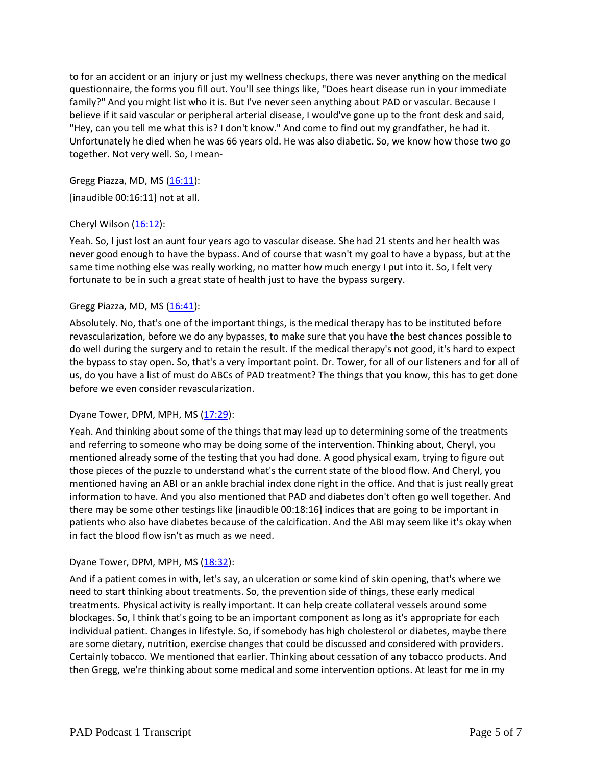to for an accident or an injury or just my wellness checkups, there was never anything on the medical questionnaire, the forms you fill out. You'll see things like, "Does heart disease run in your immediate family?" And you might list who it is. But I've never seen anything about PAD or vascular. Because I believe if it said vascular or peripheral arterial disease, I would've gone up to the front desk and said, "Hey, can you tell me what this is? I don't know." And come to find out my grandfather, he had it. Unfortunately he died when he was 66 years old. He was also diabetic. So, we know how those two go together. Not very well. So, I mean-

Gregg Piazza, MD, MS (16:11):

[inaudible 00:16:11] not at all.

Cheryl Wilson (16:12):

Yeah. So, I just lost an aunt four years ago to vascular disease. She had 21 stents and her health was never good enough to have the bypass. And of course that wasn't my goal to have a bypass, but at the same time nothing else was really working, no matter how much energy I put into it. So, I felt very fortunate to be in such a great state of health just to have the bypass surgery.

Gregg Piazza, MD, MS (16:41):

Absolutely. No, that's one of the important things, is the medical therapy has to be instituted before revascularization, before we do any bypasses, to make sure that you have the best chances possible to do well during the surgery and to retain the result. If the medical therapy's not good, it's hard to expect the bypass to stay open. So, that's a very important point. Dr. Tower, for all of our listeners and for all of us, do you have a list of must do ABCs of PAD treatment? The things that you know, this has to get done before we even consider revascularization.

Dyane Tower, DPM, MPH, MS (17:29):

Yeah. And thinking about some of the things that may lead up to determining some of the treatments and referring to someone who may be doing some of the intervention. Thinking about, Cheryl, you mentioned already some of the testing that you had done. A good physical exam, trying to figure out those pieces of the puzzle to understand what's the current state of the blood flow. And Cheryl, you mentioned having an ABI or an ankle brachial index done right in the office. And that is just really great information to have. And you also mentioned that PAD and diabetes don't often go well together. And there may be some other testings like [inaudible 00:18:16] indices that are going to be important in patients who also have diabetes because of the calcification. And the ABI may seem like it's okay when in fact the blood flow isn't as much as we need.

Dyane Tower, DPM, MPH, MS (18:32):

And if a patient comes in with, let's say, an ulceration or some kind of skin opening, that's where we need to start thinking about treatments. So, the prevention side of things, these early medical treatments. Physical activity is really important. It can help create collateral vessels around some blockages. So, I think that's going to be an important component as long as it's appropriate for each individual patient. Changes in lifestyle. So, if somebody has high cholesterol or diabetes, maybe there are some dietary, nutrition, exercise changes that could be discussed and considered with providers. Certainly tobacco. We mentioned that earlier. Thinking about cessation of any tobacco products. And then Gregg, we're thinking about some medical and some intervention options. At least for me in my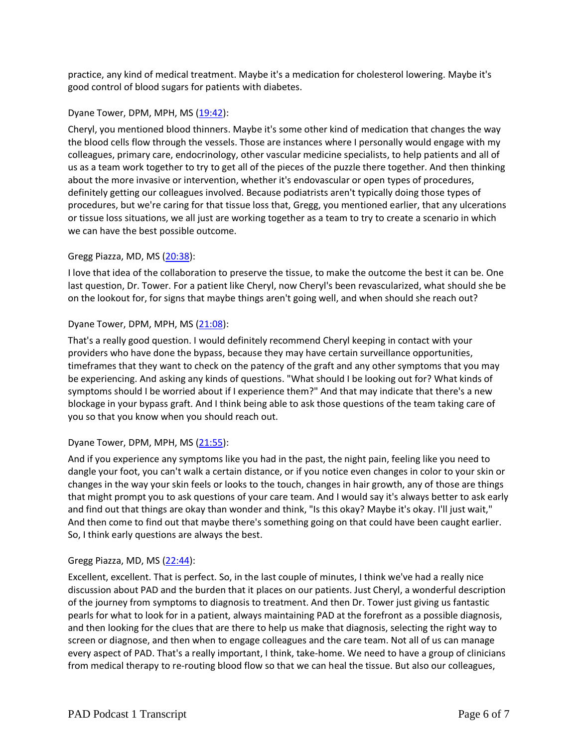practice, any kind of medical treatment. Maybe it's a medication for cholesterol lowering. Maybe it's good control of blood sugars for patients with diabetes.

Dyane Tower, DPM, MPH, MS ([19:42](#)):

Cheryl, you mentioned blood thinners. Maybe it's some other kind of medication that changes the way the blood cells flow through the vessels. Those are instances where I personally would engage with my colleagues, primary care, endocrinology, other vascular medicine specialists, to help patients and all of us as a team work together to try to get all of the pieces of the puzzle there together. And then thinking about the more invasive or intervention, whether it's endovascular or open types of procedures, definitely getting our colleagues involved. Because podiatrists aren't typically doing those types of procedures, but we're caring for that tissue loss that, Gregg, you mentioned earlier, that any ulcerations or tissue loss situations, we all just are working together as a team to try to create a scenario in which we can have the best possible outcome.

Gregg Piazza, MD, MS ([20:38](#)):

I love that idea of the collaboration to preserve the tissue, to make the outcome the best it can be. One last question, Dr. Tower. For a patient like Cheryl, now Cheryl's been revascularized, what should she be on the lookout for, for signs that maybe things aren't going well, and when should she reach out?

Dyane Tower, DPM, MPH, MS ([21:08](#)):

That's a really good question. I would definitely recommend Cheryl keeping in contact with your providers who have done the bypass, because they may have certain surveillance opportunities, timeframes that they want to check on the patency of the graft and any other symptoms that you may be experiencing. And asking any kinds of questions. "What should I be looking out for? What kinds of symptoms should I be worried about if I experience them?" And that may indicate that there's a new blockage in your bypass graft. And I think being able to ask those questions of the team taking care of you so that you know when you should reach out.

Dyane Tower, DPM, MPH, MS ([21:55](#)):

And if you experience any symptoms like you had in the past, the night pain, feeling like you need to dangle your foot, you can't walk a certain distance, or if you notice even changes in color to your skin or changes in the way your skin feels or looks to the touch, changes in hair growth, any of those are things that might prompt you to ask questions of your care team. And I would say it's always better to ask early and find out that things are okay than wonder and think, "Is this okay? Maybe it's okay. I'll just wait," And then come to find out that maybe there's something going on that could have been caught earlier. So, I think early questions are always the best.

Gregg Piazza, MD, MS ([22:44](#)):

Excellent, excellent. That is perfect. So, in the last couple of minutes, I think we've had a really nice discussion about PAD and the burden that it places on our patients. Just Cheryl, a wonderful description of the journey from symptoms to diagnosis to treatment. And then Dr. Tower just giving us fantastic pearls for what to look for in a patient, always maintaining PAD at the forefront as a possible diagnosis, and then looking for the clues that are there to help us make that diagnosis, selecting the right way to screen or diagnose, and then when to engage colleagues and the care team. Not all of us can manage every aspect of PAD. That's a really important, I think, take-home. We need to have a group of clinicians from medical therapy to re-routing blood flow so that we can heal the tissue. But also our colleagues,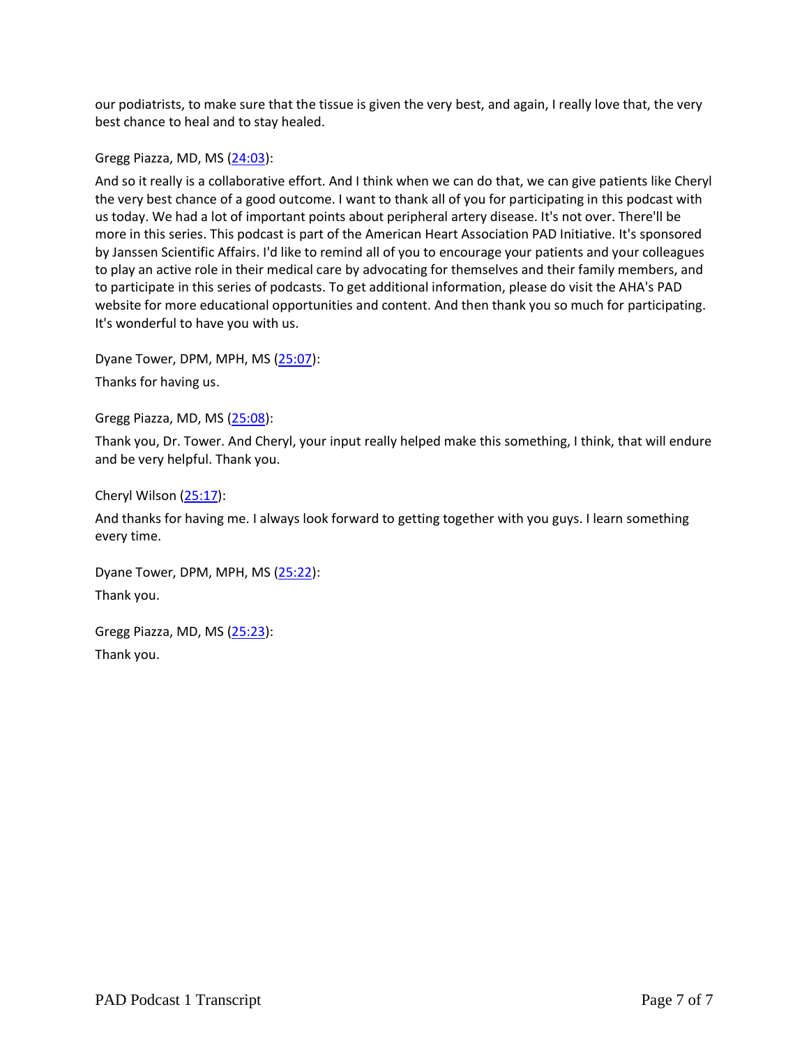our podiatrists, to make sure that the tissue is given the very best, and again, I really love that, the very best chance to heal and to stay healed.

Gregg Piazza, MD, MS ([24:03]):

And so it really is a collaborative effort. And I think when we can do that, we can give patients like Cheryl the very best chance of a good outcome. I want to thank all of you for participating in this podcast with us today. We had a lot of important points about peripheral artery disease. It's not over. There'll be more in this series. This podcast is part of the American Heart Association PAD Initiative. It's sponsored by Janssen Scientific Affairs. I'd like to remind all of you to encourage your patients and your colleagues to play an active role in their medical care by advocating for themselves and their family members, and to participate in this series of podcasts. To get additional information, please do visit the AHA's PAD website for more educational opportunities and content. And then thank you so much for participating. It's wonderful to have you with us.

Dyane Tower, DPM, MPH, MS ([25:07]):

Thanks for having us.

Gregg Piazza, MD, MS ([25:08]):

Thank you, Dr. Tower. And Cheryl, your input really helped make this something, I think, that will endure and be very helpful. Thank you.

Cheryl Wilson ([25:17]):

And thanks for having me. I always look forward to getting together with you guys. I learn something every time.

Dyane Tower, DPM, MPH, MS ([25:22]):

Thank you.

Gregg Piazza, MD, MS ([25:23]):

Thank you.